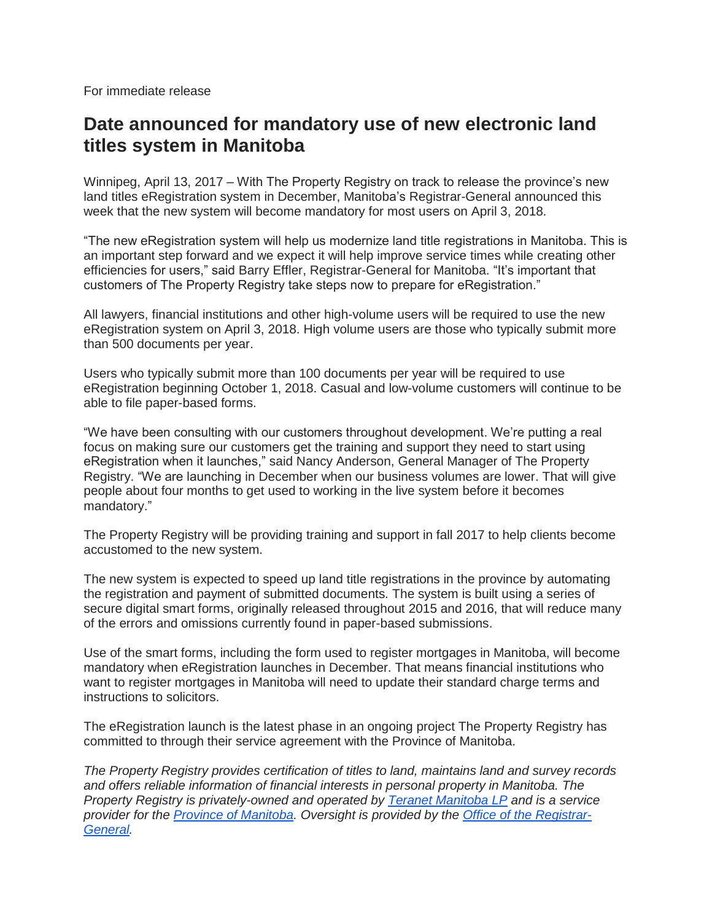For immediate release

# Date announced for mandatory use of new electronic land titles system in Manitoba

Winnipeg, April 13, 2017 – With The Property Registry on track to release the province's new land titles eRegistration system in December, Manitoba's Registrar-General announced this week that the new system will become mandatory for most users on April 3, 2018.

"The new eRegistration system will help us modernize land title registrations in Manitoba. This is an important step forward and we expect it will help improve service times while creating other efficiencies for users," said Barry Effler, Registrar-General for Manitoba. "It's important that customers of The Property Registry take steps now to prepare for eRegistration."

All lawyers, financial institutions and other high-volume users will be required to use the new eRegistration system on April 3, 2018. High volume users are those who typically submit more than 500 documents per year.

Users who typically submit more than 100 documents per year will be required to use eRegistration beginning October 1, 2018. Casual and low-volume customers will continue to be able to file paper-based forms.

"We have been consulting with our customers throughout development. We're putting a real focus on making sure our customers get the training and support they need to start using eRegistration when it launches," said Nancy Anderson, General Manager of The Property Registry. "We are launching in December when our business volumes are lower. That will give people about four months to get used to working in the live system before it becomes mandatory."

The Property Registry will be providing training and support in fall 2017 to help clients become accustomed to the new system.

The new system is expected to speed up land title registrations in the province by automating the registration and payment of submitted documents. The system is built using a series of secure digital smart forms, originally released throughout 2015 and 2016, that will reduce many of the errors and omissions currently found in paper-based submissions.

Use of the smart forms, including the form used to register mortgages in Manitoba, will become mandatory when eRegistration launches in December. That means financial institutions who want to register mortgages in Manitoba will need to update their standard charge terms and instructions to solicitors.

The eRegistration launch is the latest phase in an ongoing project The Property Registry has committed to through their service agreement with the Province of Manitoba.

*The Property Registry provides certification of titles to land, maintains land and survey records and offers reliable information of financial interests in personal property in Manitoba. The Property Registry is privately-owned and operated by [Teranet Manitoba LP] and is a service provider for the [Province of Manitoba]. Oversight is provided by the [Office of the Registrar-General].*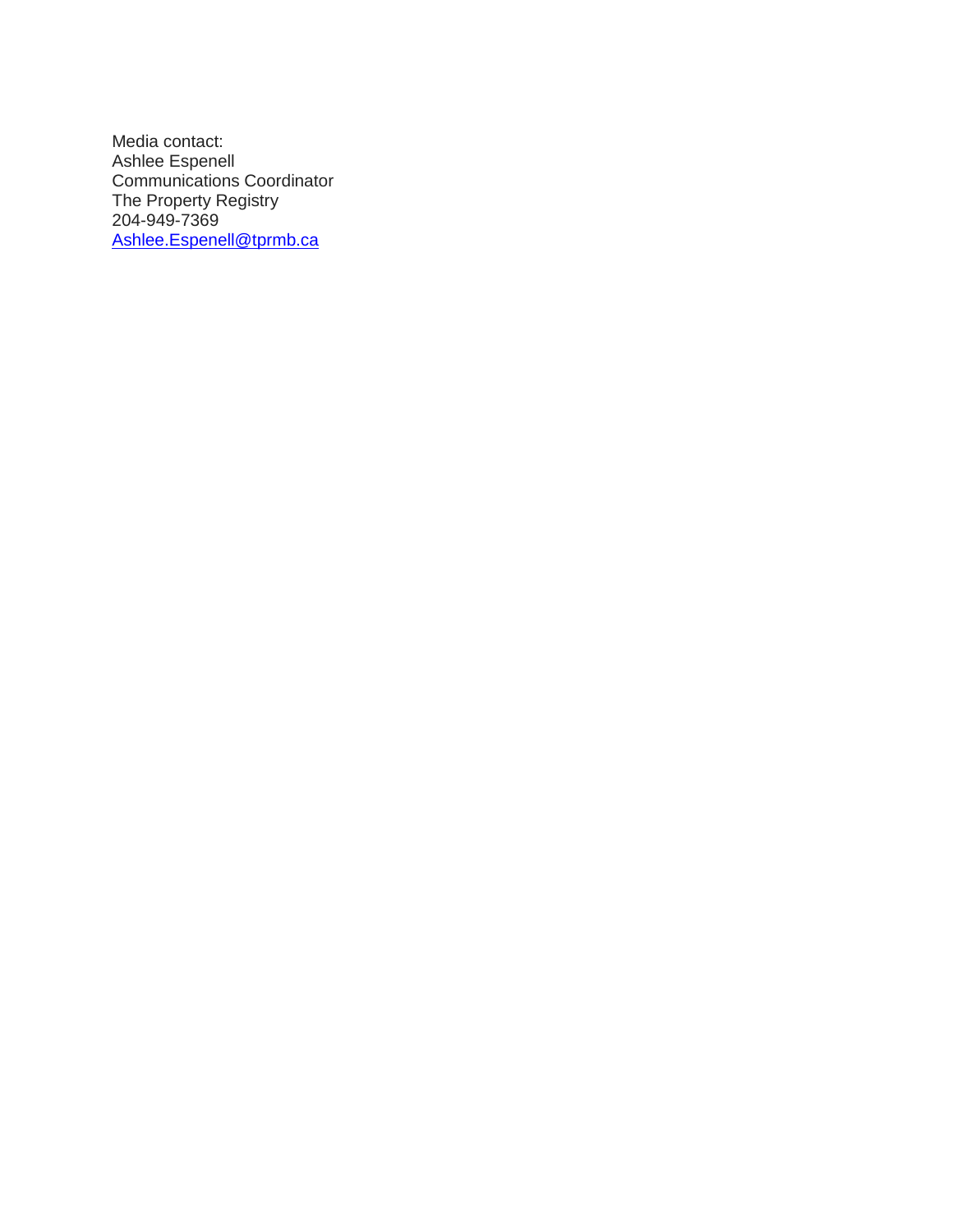Media contact:
Ashlee Espenell
Communications Coordinator
The Property Registry
204-949-7369
[Ashlee.Espenell@tprmb.ca](mailto:Ashlee.Espenell@tprmb.ca)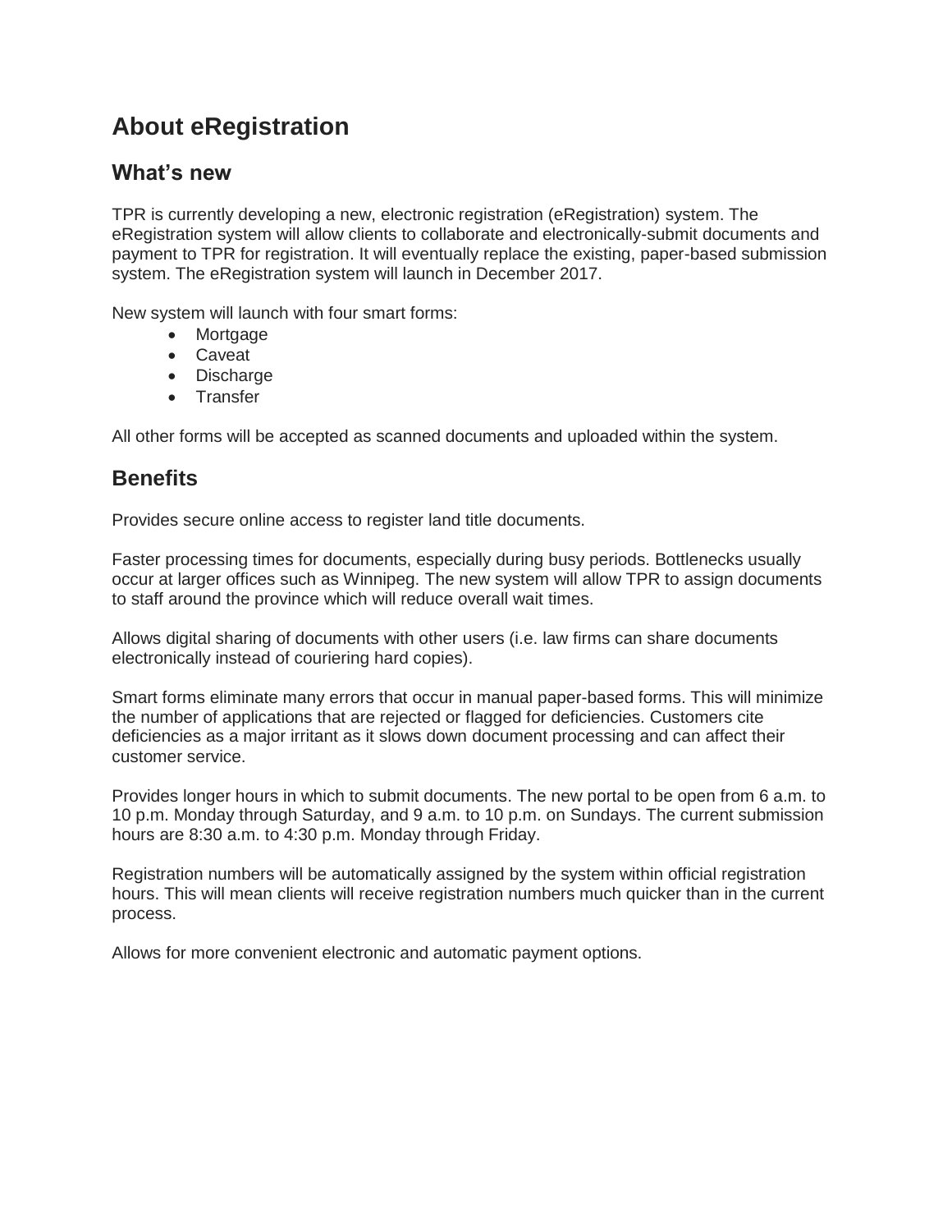# About eRegistration

## What's new

TPR is currently developing a new, electronic registration (eRegistration) system. The eRegistration system will allow clients to collaborate and electronically-submit documents and payment to TPR for registration. It will eventually replace the existing, paper-based submission system. The eRegistration system will launch in December 2017.

New system will launch with four smart forms:

- Mortgage
- Caveat
- Discharge
- Transfer

All other forms will be accepted as scanned documents and uploaded within the system.

## Benefits

Provides secure online access to register land title documents.

Faster processing times for documents, especially during busy periods. Bottlenecks usually occur at larger offices such as Winnipeg. The new system will allow TPR to assign documents to staff around the province which will reduce overall wait times.

Allows digital sharing of documents with other users (i.e. law firms can share documents electronically instead of couriering hard copies).

Smart forms eliminate many errors that occur in manual paper-based forms. This will minimize the number of applications that are rejected or flagged for deficiencies. Customers cite deficiencies as a major irritant as it slows down document processing and can affect their customer service.

Provides longer hours in which to submit documents. The new portal to be open from 6 a.m. to 10 p.m. Monday through Saturday, and 9 a.m. to 10 p.m. on Sundays. The current submission hours are 8:30 a.m. to 4:30 p.m. Monday through Friday.

Registration numbers will be automatically assigned by the system within official registration hours. This will mean clients will receive registration numbers much quicker than in the current process.

Allows for more convenient electronic and automatic payment options.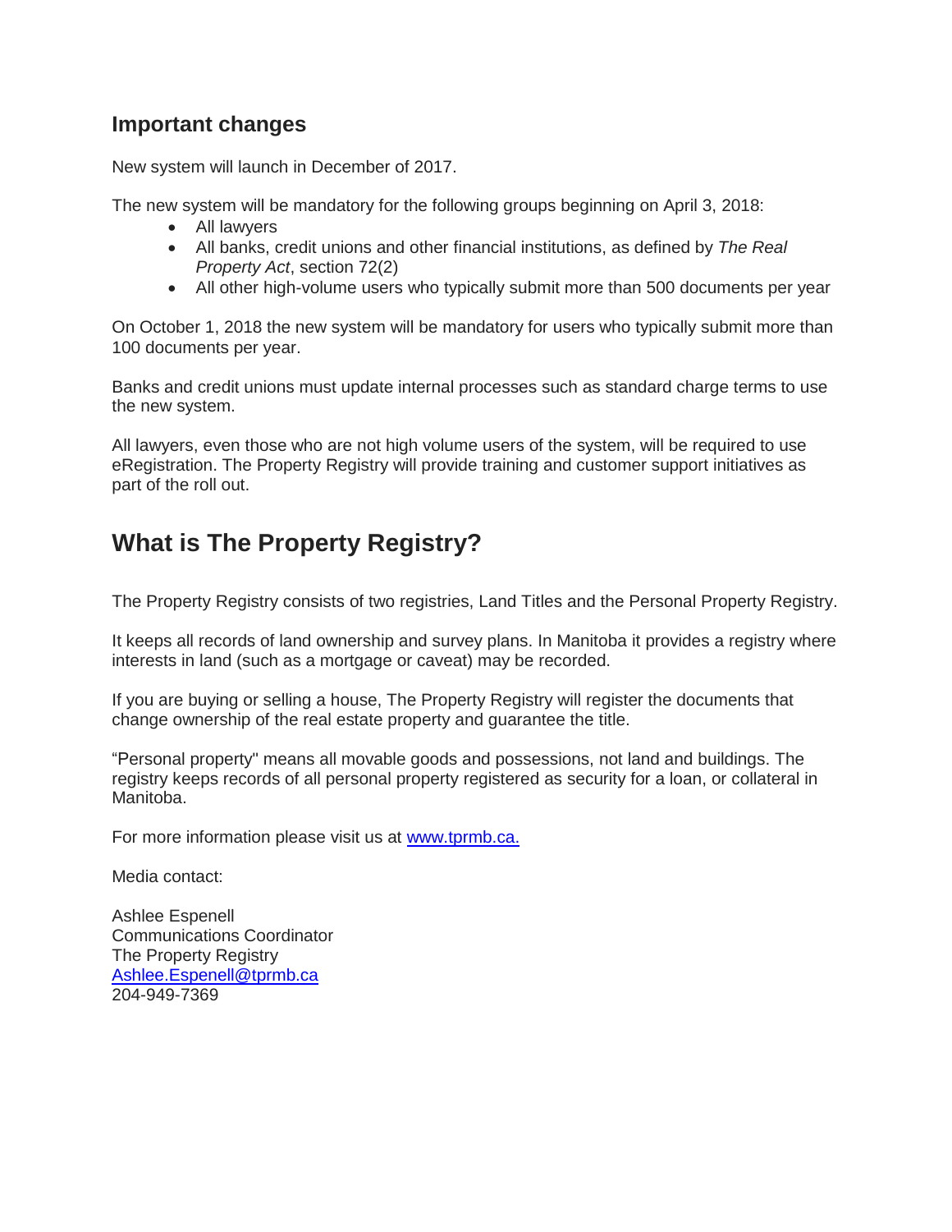### Important changes

New system will launch in December of 2017.

The new system will be mandatory for the following groups beginning on April 3, 2018:

- All lawyers
- All banks, credit unions and other financial institutions, as defined by *The Real Property Act*, section 72(2)
- All other high-volume users who typically submit more than 500 documents per year

On October 1, 2018 the new system will be mandatory for users who typically submit more than 100 documents per year.

Banks and credit unions must update internal processes such as standard charge terms to use the new system.

All lawyers, even those who are not high volume users of the system, will be required to use eRegistration. The Property Registry will provide training and customer support initiatives as part of the roll out.

## What is The Property Registry?

The Property Registry consists of two registries, Land Titles and the Personal Property Registry.

It keeps all records of land ownership and survey plans. In Manitoba it provides a registry where interests in land (such as a mortgage or caveat) may be recorded.

If you are buying or selling a house, The Property Registry will register the documents that change ownership of the real estate property and guarantee the title.

“Personal property" means all movable goods and possessions, not land and buildings. The registry keeps records of all personal property registered as security for a loan, or collateral in Manitoba.

For more information please visit us at [www.tprmb.ca.](http://www.tprmb.ca)

Media contact:

Ashlee Espenell
Communications Coordinator
The Property Registry
[Ashlee.Espenell@tprmb.ca](mailto:Ashlee.Espenell@tprmb.ca)
204-949-7369